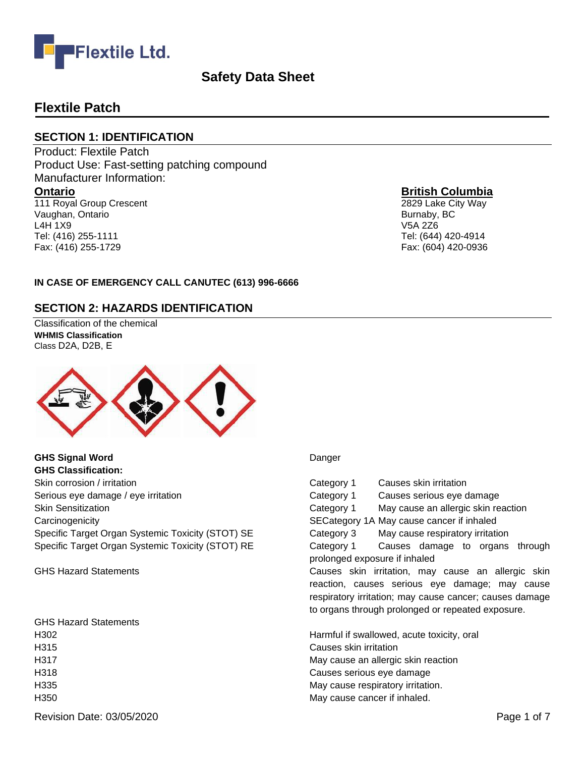# Safety Data Sheet

## Flextile Patch

### SECTION 1: IDENTIFICATION

Product: Flextile Patch
Product Use: Fast-setting patching compound
Manufacturer Information:

**Ontario**
111 Royal Group Crescent
Vaughan, Ontario
L4H 1X9
Tel: (416) 255-1111
Fax: (416) 255-1729

**British Columbia**
2829 Lake City Way
Burnaby, BC
V5A 2Z6
Tel: (644) 420-4914
Fax: (604) 420-0936

**IN CASE OF EMERGENCY CALL CANUTEC (613) 996-6666**

### SECTION 2: HAZARDS IDENTIFICATION

Classification of the chemical
**WHMIS Classification**
Class D2A, D2B, E

| | |
|---|---|
| **GHS Signal Word** | Danger |
| **GHS Classification:** | |
| Skin corrosion / irritation | Category 1 Causes skin irritation |
| Serious eye damage / eye irritation | Category 1 Causes serious eye damage |
| Skin Sensitization | Category 1 May cause an allergic skin reaction |
| Carcinogenicity | SECategory 1A May cause cancer if inhaled |
| Specific Target Organ Systemic Toxicity (STOT) SE | Category 3 May cause respiratory irritation |
| Specific Target Organ Systemic Toxicity (STOT) RE | Category 1 Causes damage to organs through prolonged exposure if inhaled |
| GHS Hazard Statements | Causes skin irritation, may cause an allergic skin reaction, causes serious eye damage; may cause respiratory irritation; may cause cancer; causes damage to organs through prolonged or repeated exposure. |

| GHS Hazard Statements | |
|---|---|
| H302 | Harmful if swallowed, acute toxicity, oral |
| H315 | Causes skin irritation |
| H317 | May cause an allergic skin reaction |
| H318 | Causes serious eye damage |
| H335 | May cause respiratory irritation. |
| H350 | May cause cancer if inhaled. |

Revision Date: 03/05/2020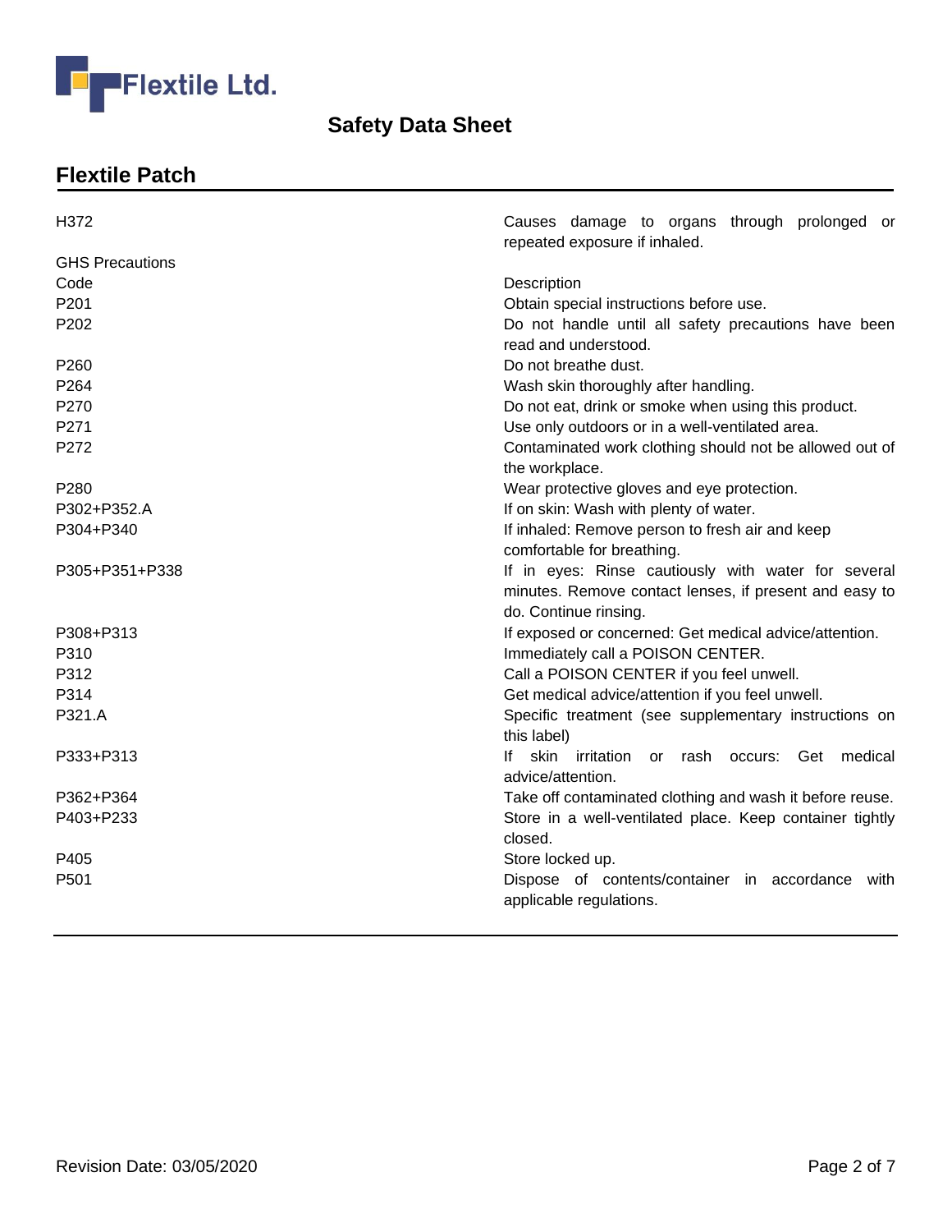| H372 | Causes damage to organs through prolonged or repeated exposure if inhaled. |
| --- | --- |

GHS Precautions

| Code | Description |
| --- | --- |
| P201 | Obtain special instructions before use. |
| P202 | Do not handle until all safety precautions have been read and understood. |
| P260 | Do not breathe dust. |
| P264 | Wash skin thoroughly after handling. |
| P270 | Do not eat, drink or smoke when using this product. |
| P271 | Use only outdoors or in a well-ventilated area. |
| P272 | Contaminated work clothing should not be allowed out of the workplace. |
| P280 | Wear protective gloves and eye protection. |
| P302+P352.A | If on skin: Wash with plenty of water. |
| P304+P340 | If inhaled: Remove person to fresh air and keep comfortable for breathing. |
| P305+P351+P338 | If in eyes: Rinse cautiously with water for several minutes. Remove contact lenses, if present and easy to do. Continue rinsing. |
| P308+P313 | If exposed or concerned: Get medical advice/attention. |
| P310 | Immediately call a POISON CENTER. |
| P312 | Call a POISON CENTER if you feel unwell. |
| P314 | Get medical advice/attention if you feel unwell. |
| P321.A | Specific treatment (see supplementary instructions on this label) |
| P333+P313 | If skin irritation or rash occurs: Get medical advice/attention. |
| P362+P364 | Take off contaminated clothing and wash it before reuse. |
| P403+P233 | Store in a well-ventilated place. Keep container tightly closed. |
| P405 | Store locked up. |
| P501 | Dispose of contents/container in accordance with applicable regulations. |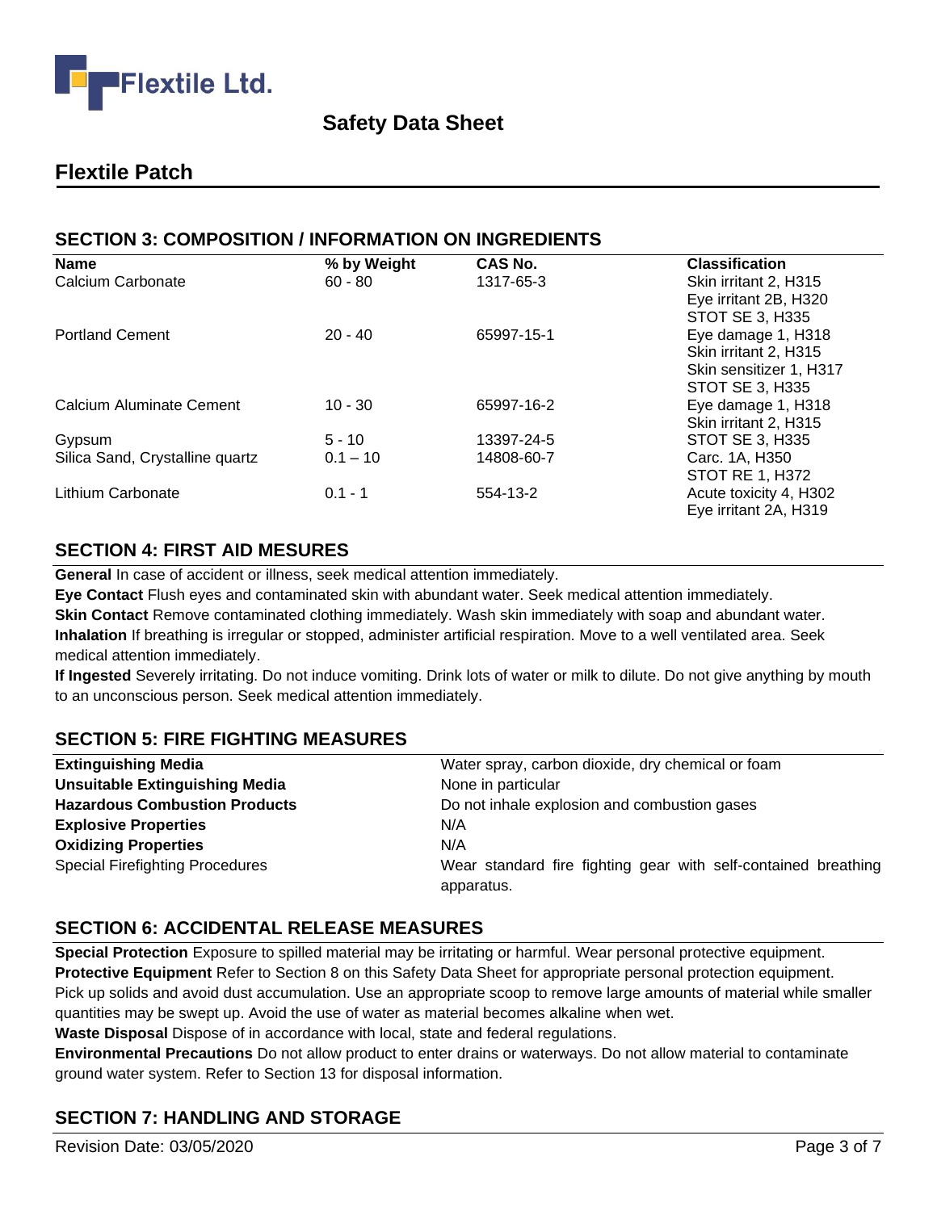Safety Data Sheet

## Flextile Patch

## SECTION 3: COMPOSITION / INFORMATION ON INGREDIENTS

| Name | % by Weight | CAS No. | Classification |
|---|---|---|---|
| Calcium Carbonate | 60 - 80 | 1317-65-3 | Skin irritant 2, H315<br>Eye irritant 2B, H320<br>STOT SE 3, H335 |
| Portland Cement | 20 - 40 | 65997-15-1 | Eye damage 1, H318<br>Skin irritant 2, H315<br>Skin sensitizer 1, H317<br>STOT SE 3, H335 |
| Calcium Aluminate Cement | 10 - 30 | 65997-16-2 | Eye damage 1, H318<br>Skin irritant 2, H315 |
| Gypsum | 5 - 10 | 13397-24-5 | STOT SE 3, H335 |
| Silica Sand, Crystalline quartz | 0.1 – 10 | 14808-60-7 | Carc. 1A, H350<br>STOT RE 1, H372 |
| Lithium Carbonate | 0.1 - 1 | 554-13-2 | Acute toxicity 4, H302<br>Eye irritant 2A, H319 |

## SECTION 4: FIRST AID MESURES

**General** In case of accident or illness, seek medical attention immediately.

**Eye Contact** Flush eyes and contaminated skin with abundant water. Seek medical attention immediately.

**Skin Contact** Remove contaminated clothing immediately. Wash skin immediately with soap and abundant water.

**Inhalation** If breathing is irregular or stopped, administer artificial respiration. Move to a well ventilated area. Seek medical attention immediately.

**If Ingested** Severely irritating. Do not induce vomiting. Drink lots of water or milk to dilute. Do not give anything by mouth to an unconscious person. Seek medical attention immediately.

## SECTION 5: FIRE FIGHTING MEASURES

| | |
|---|---|
| **Extinguishing Media** | Water spray, carbon dioxide, dry chemical or foam |
| **Unsuitable Extinguishing Media** | None in particular |
| **Hazardous Combustion Products** | Do not inhale explosion and combustion gases |
| **Explosive Properties** | N/A |
| **Oxidizing Properties** | N/A |
| Special Firefighting Procedures | Wear standard fire fighting gear with self-contained breathing apparatus. |

## SECTION 6: ACCIDENTAL RELEASE MEASURES

**Special Protection** Exposure to spilled material may be irritating or harmful. Wear personal protective equipment.

**Protective Equipment** Refer to Section 8 on this Safety Data Sheet for appropriate personal protection equipment. Pick up solids and avoid dust accumulation. Use an appropriate scoop to remove large amounts of material while smaller quantities may be swept up. Avoid the use of water as material becomes alkaline when wet.

**Waste Disposal** Dispose of in accordance with local, state and federal regulations.

**Environmental Precautions** Do not allow product to enter drains or waterways. Do not allow material to contaminate ground water system. Refer to Section 13 for disposal information.

## SECTION 7: HANDLING AND STORAGE

Revision Date: 03/05/2020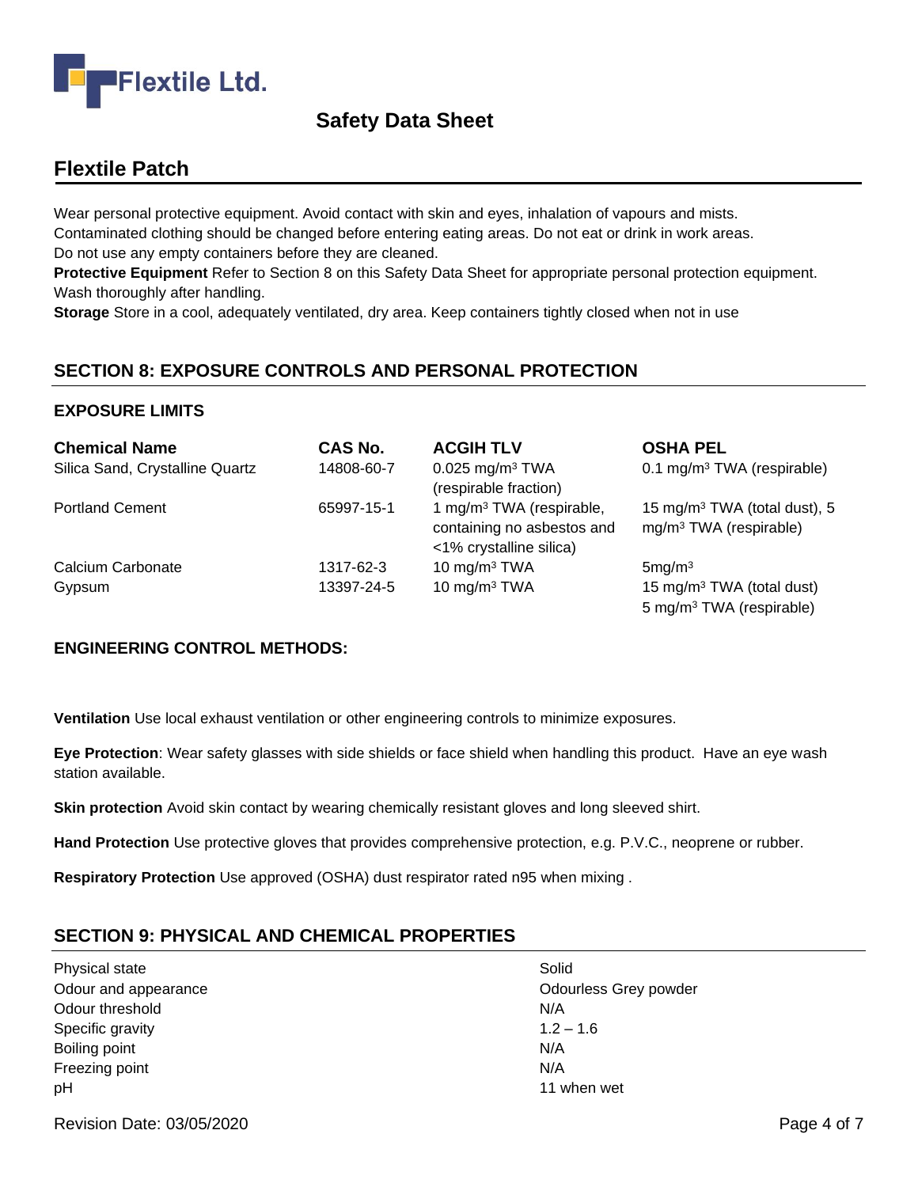Wear personal protective equipment. Avoid contact with skin and eyes, inhalation of vapours and mists.
Contaminated clothing should be changed before entering eating areas. Do not eat or drink in work areas.
Do not use any empty containers before they are cleaned.
**Protective Equipment** Refer to Section 8 on this Safety Data Sheet for appropriate personal protection equipment.
Wash thoroughly after handling.
**Storage** Store in a cool, adequately ventilated, dry area. Keep containers tightly closed when not in use

## SECTION 8: EXPOSURE CONTROLS AND PERSONAL PROTECTION

### EXPOSURE LIMITS

| Chemical Name | CAS No. | ACGIH TLV | OSHA PEL |
|---|---|---|---|
| Silica Sand, Crystalline Quartz | 14808-60-7 | 0.025 mg/m³ TWA (respirable fraction) | 0.1 mg/m³ TWA (respirable) |
| Portland Cement | 65997-15-1 | 1 mg/m³ TWA (respirable, containing no asbestos and <1% crystalline silica) | 15 mg/m³ TWA (total dust), 5 mg/m³ TWA (respirable) |
| Calcium Carbonate | 1317-62-3 | 10 mg/m³ TWA | 5mg/m³ |
| Gypsum | 13397-24-5 | 10 mg/m³ TWA | 15 mg/m³ TWA (total dust) 5 mg/m³ TWA (respirable) |

### ENGINEERING CONTROL METHODS:

**Ventilation** Use local exhaust ventilation or other engineering controls to minimize exposures.

**Eye Protection**: Wear safety glasses with side shields or face shield when handling this product. Have an eye wash station available.

**Skin protection** Avoid skin contact by wearing chemically resistant gloves and long sleeved shirt.

**Hand Protection** Use protective gloves that provides comprehensive protection, e.g. P.V.C., neoprene or rubber.

**Respiratory Protection** Use approved (OSHA) dust respirator rated n95 when mixing .

## SECTION 9: PHYSICAL AND CHEMICAL PROPERTIES

| | |
|---|---|
| Physical state | Solid |
| Odour and appearance | Odourless Grey powder |
| Odour threshold | N/A |
| Specific gravity | 1.2 – 1.6 |
| Boiling point | N/A |
| Freezing point | N/A |
| pH | 11 when wet |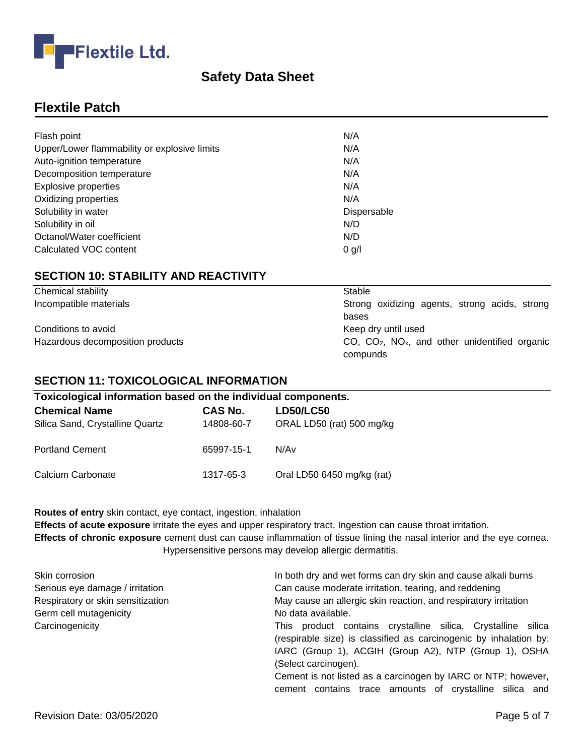## Flextile Patch

| | |
|---|---|
| Flash point | N/A |
| Upper/Lower flammability or explosive limits | N/A |
| Auto-ignition temperature | N/A |
| Decomposition temperature | N/A |
| Explosive properties | N/A |
| Oxidizing properties | N/A |
| Solubility in water | Dispersable |
| Solubility in oil | N/D |
| Octanol/Water coefficient | N/D |
| Calculated VOC content | 0 g/l |

## SECTION 10: STABILITY AND REACTIVITY

| | |
|---|---|
| Chemical stability | Stable |
| Incompatible materials | Strong oxidizing agents, strong acids, strong bases |
| Conditions to avoid | Keep dry until used |
| Hazardous decomposition products | CO, $CO_2$, $NO_x$, and other unidentified organic compunds |

## SECTION 11: TOXICOLOGICAL INFORMATION

**Toxicological information based on the individual components.**

| Chemical Name | CAS No. | LD50/LC50 |
|---|---|---|
| Silica Sand, Crystalline Quartz | 14808-60-7 | ORAL LD50 (rat) 500 mg/kg |
| Portland Cement | 65997-15-1 | N/Av |
| Calcium Carbonate | 1317-65-3 | Oral LD50 6450 mg/kg (rat) |

**Routes of entry** skin contact, eye contact, ingestion, inhalation

**Effects of acute exposure** irritate the eyes and upper respiratory tract. Ingestion can cause throat irritation.

**Effects of chronic exposure** cement dust can cause inflammation of tissue lining the nasal interior and the eye cornea. Hypersensitive persons may develop allergic dermatitis.

| | |
|---|---|
| Skin corrosion | In both dry and wet forms can dry skin and cause alkali burns |
| Serious eye damage / irritation | Can cause moderate irritation, tearing, and reddening |
| Respiratory or skin sensitization | May cause an allergic skin reaction, and respiratory irritation |
| Germ cell mutagenicity | No data available. |
| Carcinogenicity | This product contains crystalline silica. Crystalline silica (respirable size) is classified as carcinogenic by inhalation by: IARC (Group 1), ACGIH (Group A2), NTP (Group 1), OSHA (Select carcinogen). Cement is not listed as a carcinogen by IARC or NTP; however, cement contains trace amounts of crystalline silica and |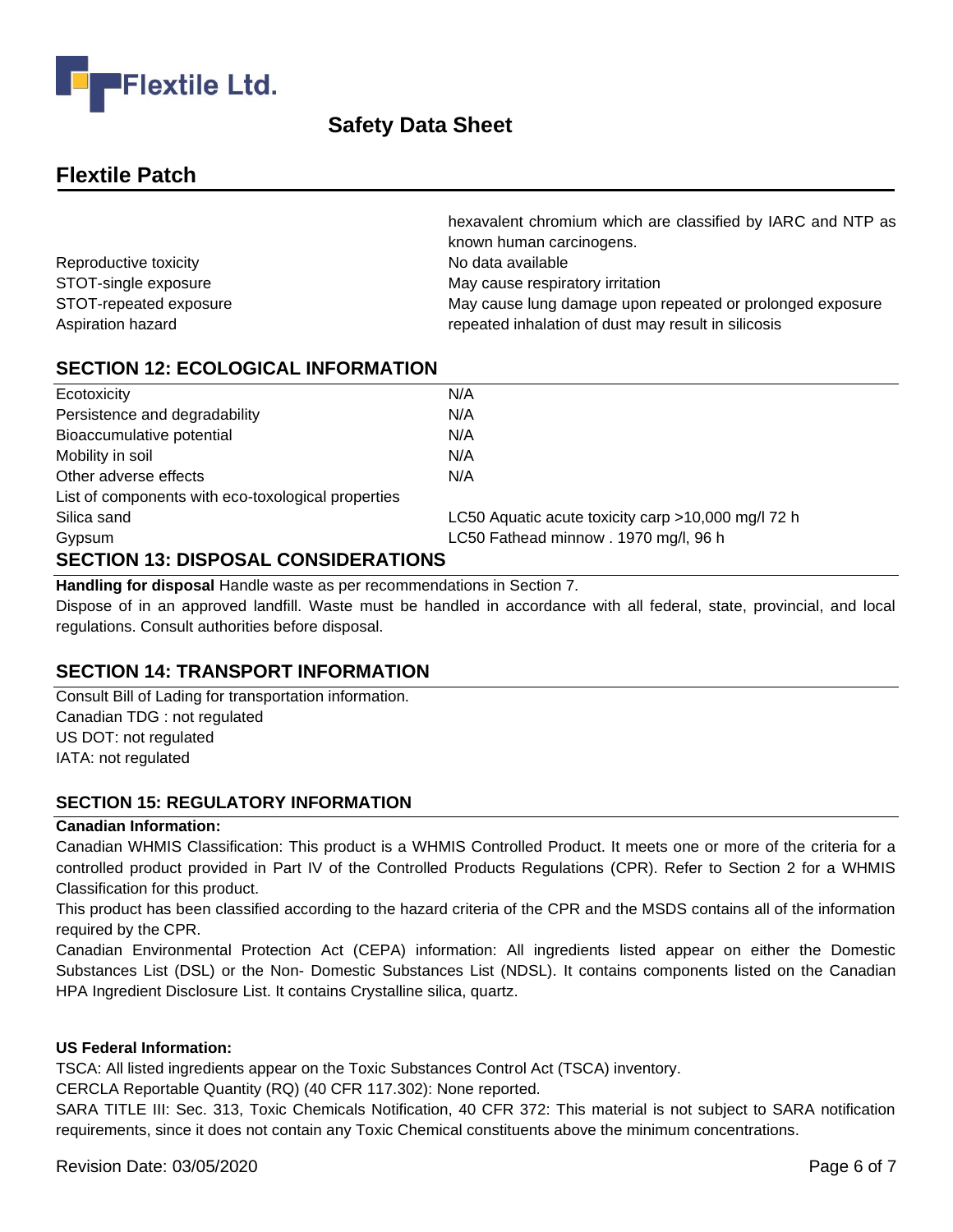| | |
|---|---|
| | hexavalent chromium which are classified by IARC and NTP as known human carcinogens. |
| Reproductive toxicity | No data available |
| STOT-single exposure | May cause respiratory irritation |
| STOT-repeated exposure | May cause lung damage upon repeated or prolonged exposure |
| Aspiration hazard | repeated inhalation of dust may result in silicosis |

## SECTION 12: ECOLOGICAL INFORMATION

| | |
|---|---|
| Ecotoxicity | N/A |
| Persistence and degradability | N/A |
| Bioaccumulative potential | N/A |
| Mobility in soil | N/A |
| Other adverse effects | N/A |
| List of components with eco-toxological properties | |
| Silica sand | LC50 Aquatic acute toxicity carp >10,000 mg/l 72 h |
| Gypsum | LC50 Fathead minnow . 1970 mg/l, 96 h |

## SECTION 13: DISPOSAL CONSIDERATIONS

**Handling for disposal** Handle waste as per recommendations in Section 7.

Dispose of in an approved landfill. Waste must be handled in accordance with all federal, state, provincial, and local regulations. Consult authorities before disposal.

## SECTION 14: TRANSPORT INFORMATION

Consult Bill of Lading for transportation information.
Canadian TDG : not regulated
US DOT: not regulated
IATA: not regulated

## SECTION 15: REGULATORY INFORMATION

**Canadian Information:**

Canadian WHMIS Classification: This product is a WHMIS Controlled Product. It meets one or more of the criteria for a controlled product provided in Part IV of the Controlled Products Regulations (CPR). Refer to Section 2 for a WHMIS Classification for this product.

This product has been classified according to the hazard criteria of the CPR and the MSDS contains all of the information required by the CPR.

Canadian Environmental Protection Act (CEPA) information: All ingredients listed appear on either the Domestic Substances List (DSL) or the Non- Domestic Substances List (NDSL). It contains components listed on the Canadian HPA Ingredient Disclosure List. It contains Crystalline silica, quartz.

**US Federal Information:**

TSCA: All listed ingredients appear on the Toxic Substances Control Act (TSCA) inventory.

CERCLA Reportable Quantity (RQ) (40 CFR 117.302): None reported.

SARA TITLE III: Sec. 313, Toxic Chemicals Notification, 40 CFR 372: This material is not subject to SARA notification requirements, since it does not contain any Toxic Chemical constituents above the minimum concentrations.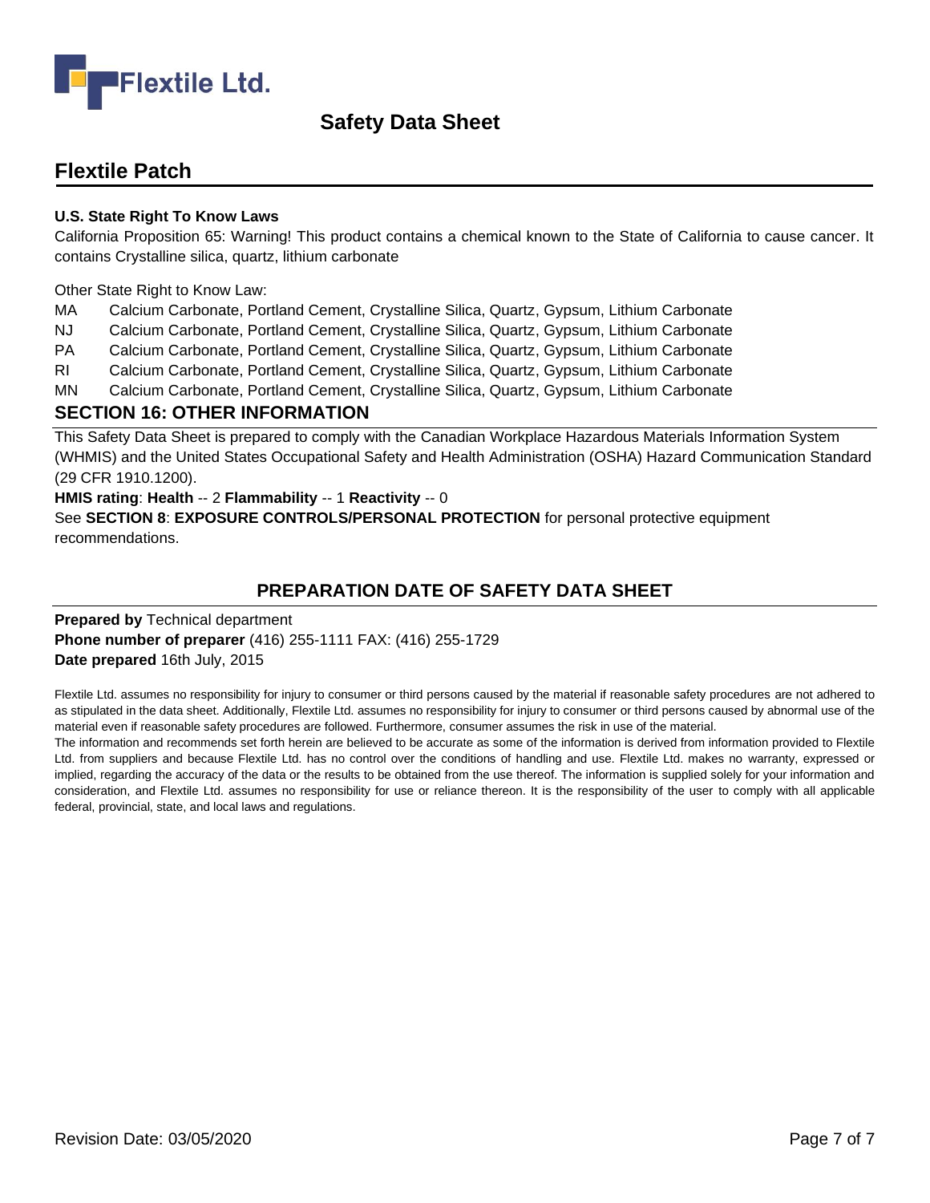## U.S. State Right To Know Laws

California Proposition 65: Warning! This product contains a chemical known to the State of California to cause cancer. It contains Crystalline silica, quartz, lithium carbonate

Other State Right to Know Law:

| | |
|---|---|
| MA | Calcium Carbonate, Portland Cement, Crystalline Silica, Quartz, Gypsum, Lithium Carbonate |
| NJ | Calcium Carbonate, Portland Cement, Crystalline Silica, Quartz, Gypsum, Lithium Carbonate |
| PA | Calcium Carbonate, Portland Cement, Crystalline Silica, Quartz, Gypsum, Lithium Carbonate |
| RI | Calcium Carbonate, Portland Cement, Crystalline Silica, Quartz, Gypsum, Lithium Carbonate |
| MN | Calcium Carbonate, Portland Cement, Crystalline Silica, Quartz, Gypsum, Lithium Carbonate |

## SECTION 16: OTHER INFORMATION

This Safety Data Sheet is prepared to comply with the Canadian Workplace Hazardous Materials Information System (WHMIS) and the United States Occupational Safety and Health Administration (OSHA) Hazard Communication Standard (29 CFR 1910.1200).

**HMIS rating**: **Health** -- 2 **Flammability** -- 1 **Reactivity** -- 0

See **SECTION 8**: **EXPOSURE CONTROLS/PERSONAL PROTECTION** for personal protective equipment recommendations.

## PREPARATION DATE OF SAFETY DATA SHEET

**Prepared by** Technical department
**Phone number of preparer** (416) 255-1111 FAX: (416) 255-1729
**Date prepared** 16th July, 2015

Flextile Ltd. assumes no responsibility for injury to consumer or third persons caused by the material if reasonable safety procedures are not adhered to as stipulated in the data sheet. Additionally, Flextile Ltd. assumes no responsibility for injury to consumer or third persons caused by abnormal use of the material even if reasonable safety procedures are followed. Furthermore, consumer assumes the risk in use of the material.

The information and recommends set forth herein are believed to be accurate as some of the information is derived from information provided to Flextile Ltd. from suppliers and because Flextile Ltd. has no control over the conditions of handling and use. Flextile Ltd. makes no warranty, expressed or implied, regarding the accuracy of the data or the results to be obtained from the use thereof. The information is supplied solely for your information and consideration, and Flextile Ltd. assumes no responsibility for use or reliance thereon. It is the responsibility of the user to comply with all applicable federal, provincial, state, and local laws and regulations.